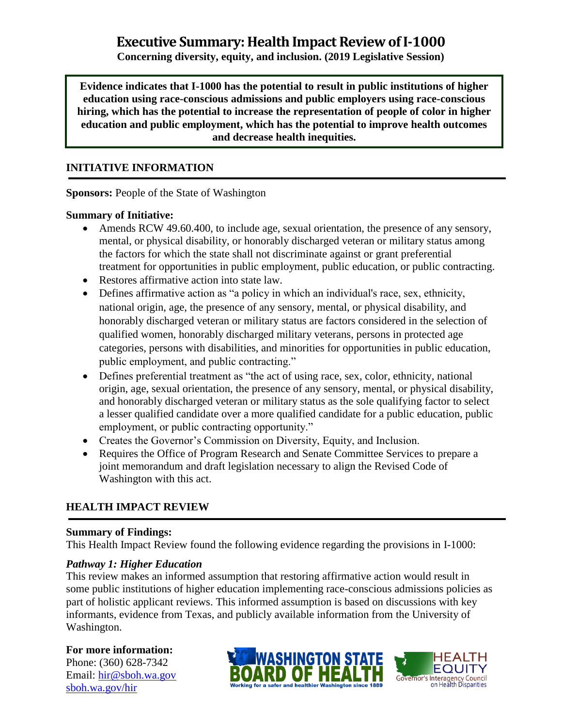# Executive Summary: Health Impact Review of I-1000

**Concerning diversity, equity, and inclusion. (2019 Legislative Session)**

**Evidence indicates that I-1000 has the potential to result in public institutions of higher education using race-conscious admissions and public employers using race-conscious hiring, which has the potential to increase the representation of people of color in higher education and public employment, which has the potential to improve health outcomes and decrease health inequities.**

## INITIATIVE INFORMATION

**Sponsors:** People of the State of Washington

**Summary of Initiative:**

- Amends RCW 49.60.400, to include age, sexual orientation, the presence of any sensory, mental, or physical disability, or honorably discharged veteran or military status among the factors for which the state shall not discriminate against or grant preferential treatment for opportunities in public employment, public education, or public contracting.
- Restores affirmative action into state law.
- Defines affirmative action as "a policy in which an individual's race, sex, ethnicity, national origin, age, the presence of any sensory, mental, or physical disability, and honorably discharged veteran or military status are factors considered in the selection of qualified women, honorably discharged military veterans, persons in protected age categories, persons with disabilities, and minorities for opportunities in public education, public employment, and public contracting."
- Defines preferential treatment as "the act of using race, sex, color, ethnicity, national origin, age, sexual orientation, the presence of any sensory, mental, or physical disability, and honorably discharged veteran or military status as the sole qualifying factor to select a lesser qualified candidate over a more qualified candidate for a public education, public employment, or public contracting opportunity."
- Creates the Governor's Commission on Diversity, Equity, and Inclusion.
- Requires the Office of Program Research and Senate Committee Services to prepare a joint memorandum and draft legislation necessary to align the Revised Code of Washington with this act.

## HEALTH IMPACT REVIEW

**Summary of Findings:**

This Health Impact Review found the following evidence regarding the provisions in I-1000:

### *Pathway 1: Higher Education*

This review makes an informed assumption that restoring affirmative action would result in some public institutions of higher education implementing race-conscious admissions policies as part of holistic applicant reviews. This informed assumption is based on discussions with key informants, evidence from Texas, and publicly available information from the University of Washington.

**For more information:**
Phone: (360) 628-7342
Email: hir@sboh.wa.gov
sboh.wa.gov/hir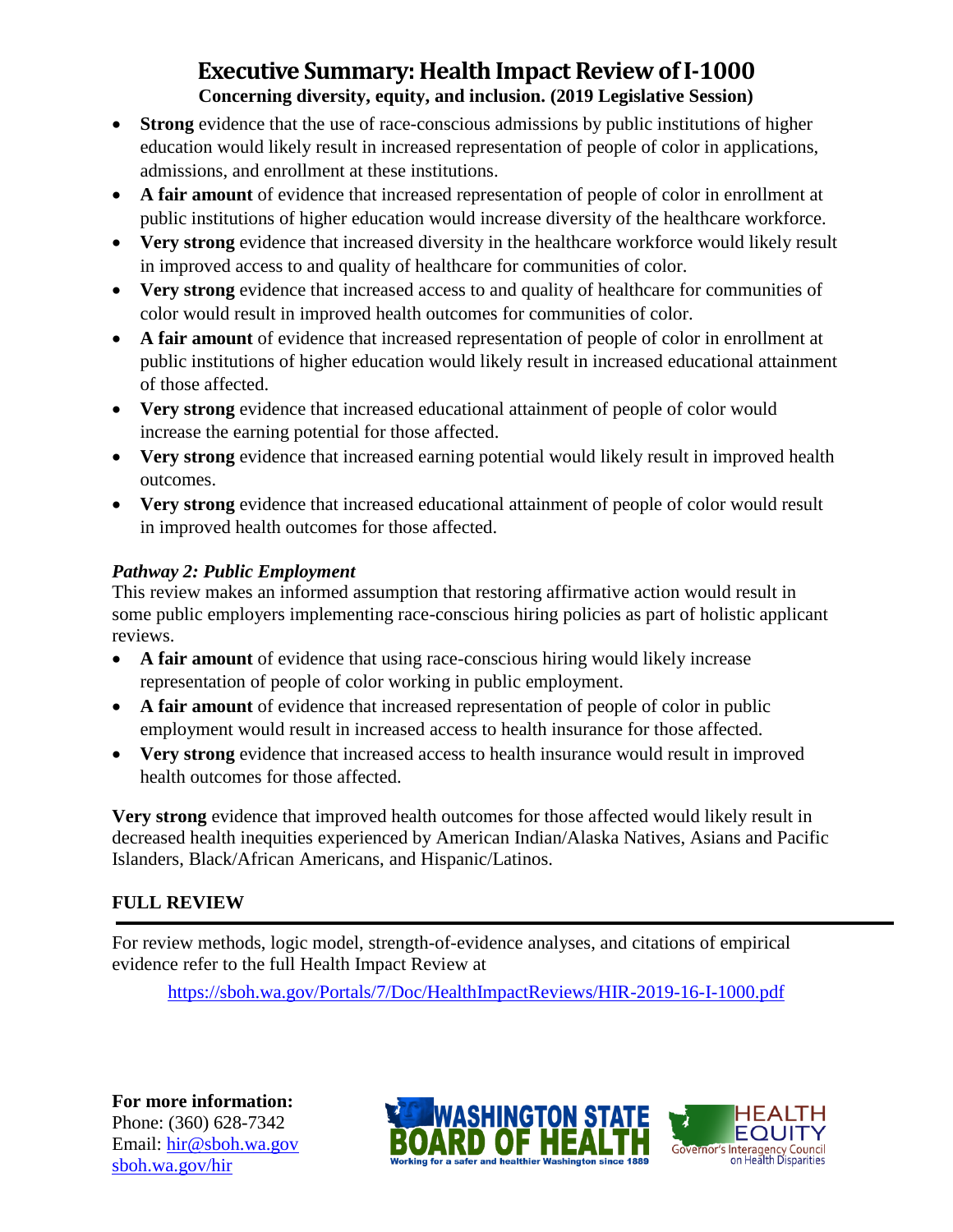# Executive Summary: Health Impact Review of I-1000

**Concerning diversity, equity, and inclusion. (2019 Legislative Session)**

- **Strong** evidence that the use of race-conscious admissions by public institutions of higher education would likely result in increased representation of people of color in applications, admissions, and enrollment at these institutions.
- **A fair amount** of evidence that increased representation of people of color in enrollment at public institutions of higher education would increase diversity of the healthcare workforce.
- **Very strong** evidence that increased diversity in the healthcare workforce would likely result in improved access to and quality of healthcare for communities of color.
- **Very strong** evidence that increased access to and quality of healthcare for communities of color would result in improved health outcomes for communities of color.
- **A fair amount** of evidence that increased representation of people of color in enrollment at public institutions of higher education would likely result in increased educational attainment of those affected.
- **Very strong** evidence that increased educational attainment of people of color would increase the earning potential for those affected.
- **Very strong** evidence that increased earning potential would likely result in improved health outcomes.
- **Very strong** evidence that increased educational attainment of people of color would result in improved health outcomes for those affected.

***Pathway 2: Public Employment***

This review makes an informed assumption that restoring affirmative action would result in some public employers implementing race-conscious hiring policies as part of holistic applicant reviews.

- **A fair amount** of evidence that using race-conscious hiring would likely increase representation of people of color working in public employment.
- **A fair amount** of evidence that increased representation of people of color in public employment would result in increased access to health insurance for those affected.
- **Very strong** evidence that increased access to health insurance would result in improved health outcomes for those affected.

**Very strong** evidence that improved health outcomes for those affected would likely result in decreased health inequities experienced by American Indian/Alaska Natives, Asians and Pacific Islanders, Black/African Americans, and Hispanic/Latinos.

## FULL REVIEW

For review methods, logic model, strength-of-evidence analyses, and citations of empirical evidence refer to the full Health Impact Review at

https://sboh.wa.gov/Portals/7/Doc/HealthImpactReviews/HIR-2019-16-I-1000.pdf

**For more information:**
Phone: (360) 628-7342
Email: hir@sboh.wa.gov
sboh.wa.gov/hir

WASHINGTON STATE BOARD OF HEALTH
Working for a safer and healthier Washington since 1889

HEALTH EQUITY
Governor's Interagency Council on Health Disparities